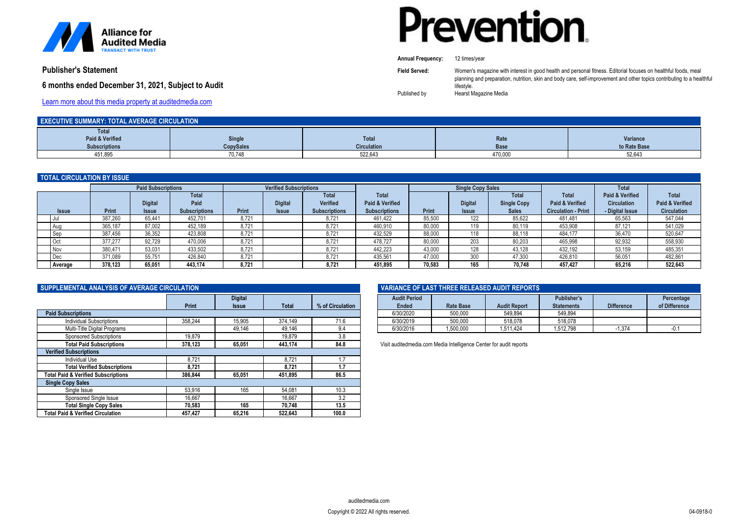Alliance for Audited Media
TRANSACT WITH TRUST

# Prevention

**Annual Frequency:** 12 times/year

**Field Served:** Women's magazine with interest in good health and personal fitness. Editorial focuses on healthful foods, meal planning and preparation, nutrition, skin and body care, self-improvement and other topics contributing to a healthful lifestyle.

Published by Hearst Magazine Media

## Publisher's Statement

### 6 months ended December 31, 2021, Subject to Audit

[Learn more about this media property at auditedmedia.com]

## EXECUTIVE SUMMARY: TOTAL AVERAGE CIRCULATION

| Total Paid & Verified Subscriptions | Single CopySales | Total Circulation | Rate Base | Variance to Rate Base |
|---|---|---|---|---|
| 451,895 | 70,748 | 522,643 | 470,000 | 52,643 |

## TOTAL CIRCULATION BY ISSUE

| | Paid Subscriptions | | | Verified Subscriptions | | | | Single Copy Sales | | | | | |
|---|---|---|---|---|---|---|---|---|---|---|---|---|---|
| Issue | Print | Digital Issue | Total Paid Subscriptions | Print | Digital Issue | Total Verified Subscriptions | Total Paid & Verified Subscriptions | Print | Digital Issue | Total Single Copy Sales | Total Paid & Verified Circulation - Print | Total Paid & Verified Circulation - Digital Issue | Total Paid & Verified Circulation |
| Jul | 387,260 | 65,441 | 452,701 | 8,721 | | 8,721 | 461,422 | 85,500 | 122 | 85,622 | 481,481 | 65,563 | 547,044 |
| Aug | 365,187 | 87,002 | 452,189 | 8,721 | | 8,721 | 460,910 | 80,000 | 119 | 80,119 | 453,908 | 87,121 | 541,029 |
| Sep | 387,456 | 36,352 | 423,808 | 8,721 | | 8,721 | 432,529 | 88,000 | 118 | 88,118 | 484,177 | 36,470 | 520,647 |
| Oct | 377,277 | 92,729 | 470,006 | 8,721 | | 8,721 | 478,727 | 80,000 | 203 | 80,203 | 465,998 | 92,932 | 558,930 |
| Nov | 380,471 | 53,031 | 433,502 | 8,721 | | 8,721 | 442,223 | 43,000 | 128 | 43,128 | 432,192 | 53,159 | 485,351 |
| Dec | 371,089 | 55,751 | 426,840 | 8,721 | | 8,721 | 435,561 | 47,000 | 300 | 47,300 | 426,810 | 56,051 | 482,861 |
| **Average** | **378,123** | **65,051** | **443,174** | **8,721** | | **8,721** | **451,895** | **70,583** | **165** | **70,748** | **457,427** | **65,216** | **522,643** |

## SUPPLEMENTAL ANALYSIS OF AVERAGE CIRCULATION

| | Print | Digital Issue | Total | % of Circulation |
|---|---|---|---|---|
| **Paid Subscriptions** | | | | |
| Individual Subscriptions | 358,244 | 15,905 | 374,149 | 71.6 |
| Multi-Title Digital Programs | | 49,146 | 49,146 | 9.4 |
| Sponsored Subscriptions | 19,879 | | 19,879 | 3.8 |
| **Total Paid Subscriptions** | **378,123** | **65,051** | **443,174** | **84.8** |
| **Verified Subscriptions** | | | | |
| Individual Use | 8,721 | | 8,721 | 1.7 |
| **Total Verified Subscriptions** | **8,721** | | **8,721** | **1.7** |
| **Total Paid & Verified Subscriptions** | **386,844** | **65,051** | **451,895** | **86.5** |
| **Single Copy Sales** | | | | |
| Single Issue | 53,916 | 165 | 54,081 | 10.3 |
| Sponsored Single Issue | 16,667 | | 16,667 | 3.2 |
| **Total Single Copy Sales** | **70,583** | **165** | **70,748** | **13.5** |
| **Total Paid & Verified Circulation** | **457,427** | **65,216** | **522,643** | **100.0** |

## VARIANCE OF LAST THREE RELEASED AUDIT REPORTS

| Audit Period Ended | Rate Base | Audit Report | Publisher's Statements | Difference | Percentage of Difference |
|---|---|---|---|---|---|
| 6/30/2020 | 500,000 | 549,894 | 549,894 | | |
| 6/30/2019 | 500,000 | 518,078 | 518,078 | | |
| 6/30/2016 | 1,500,000 | 1,511,424 | 1,512,798 | -1,374 | -0.1 |

Visit auditedmedia.com Media Intelligence Center for audit reports

auditedmedia.com

Copyright © 2022 All rights reserved.

04-0918-0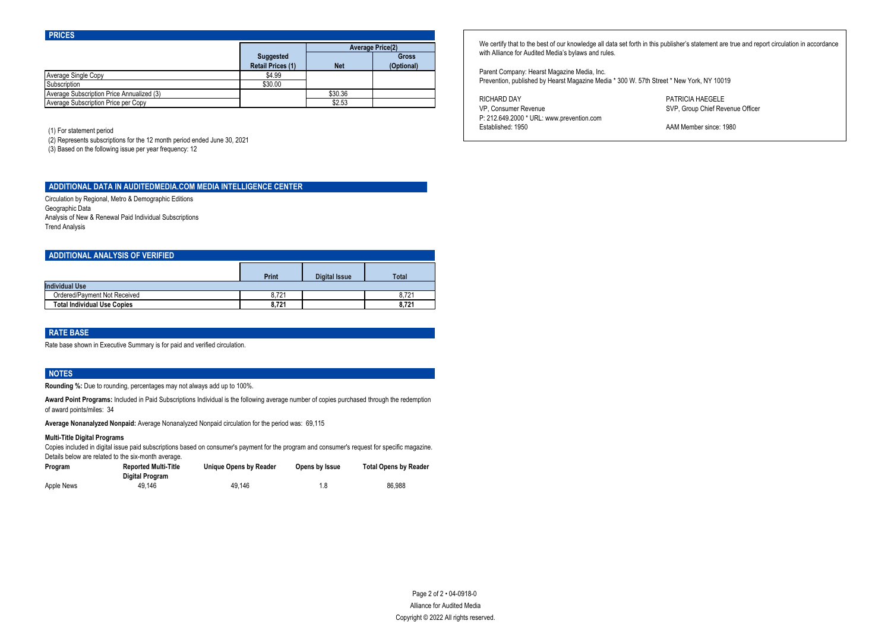## PRICES

| | Suggested Retail Prices (1) | Average Price(2) | |
|---|---|---|---|
| | | Net | Gross (Optional) |
| Average Single Copy | $4.99 | | |
| Subscription | $30.00 | | |
| Average Subscription Price Annualized (3) | | $30.36 | |
| Average Subscription Price per Copy | | $2.53 | |

(1) For statement period

(2) Represents subscriptions for the 12 month period ended June 30, 2021

(3) Based on the following issue per year frequency: 12

## ADDITIONAL DATA IN AUDITEDMEDIA.COM MEDIA INTELLIGENCE CENTER

Circulation by Regional, Metro & Demographic Editions
Geographic Data
Analysis of New & Renewal Paid Individual Subscriptions
Trend Analysis

## ADDITIONAL ANALYSIS OF VERIFIED

| | Print | Digital Issue | Total |
|---|---|---|---|
| **Individual Use** | | | |
| Ordered/Payment Not Received | 8,721 | | 8,721 |
| **Total Individual Use Copies** | **8,721** | | **8,721** |

## RATE BASE

Rate base shown in Executive Summary is for paid and verified circulation.

## NOTES

**Rounding %:** Due to rounding, percentages may not always add up to 100%.

**Award Point Programs:** Included in Paid Subscriptions Individual is the following average number of copies purchased through the redemption of award points/miles: 34

**Average Nonanalyzed Nonpaid:** Average Nonanalyzed Nonpaid circulation for the period was: 69,115

**Multi-Title Digital Programs**

Copies included in digital issue paid subscriptions based on consumer's payment for the program and consumer's request for specific magazine. Details below are related to the six-month average.

| Program | Reported Multi-Title Digital Program | Unique Opens by Reader | Opens by Issue | Total Opens by Reader |
|---|---|---|---|---|
| Apple News | 49,146 | 49,146 | 1.8 | 86,988 |

We certify that to the best of our knowledge all data set forth in this publisher's statement are true and report circulation in accordance with Alliance for Audited Media's bylaws and rules.

Parent Company: Hearst Magazine Media, Inc.
Prevention, published by Hearst Magazine Media * 300 W. 57th Street * New York, NY 10019

RICHARD DAY
VP, Consumer Revenue
P: 212.649.2000 * URL: www.prevention.com
Established: 1950

PATRICIA HAEGELE
SVP, Group Chief Revenue Officer

AAM Member since: 1980

04-0918-0
Alliance for Audited Media
Copyright © 2022 All rights reserved.